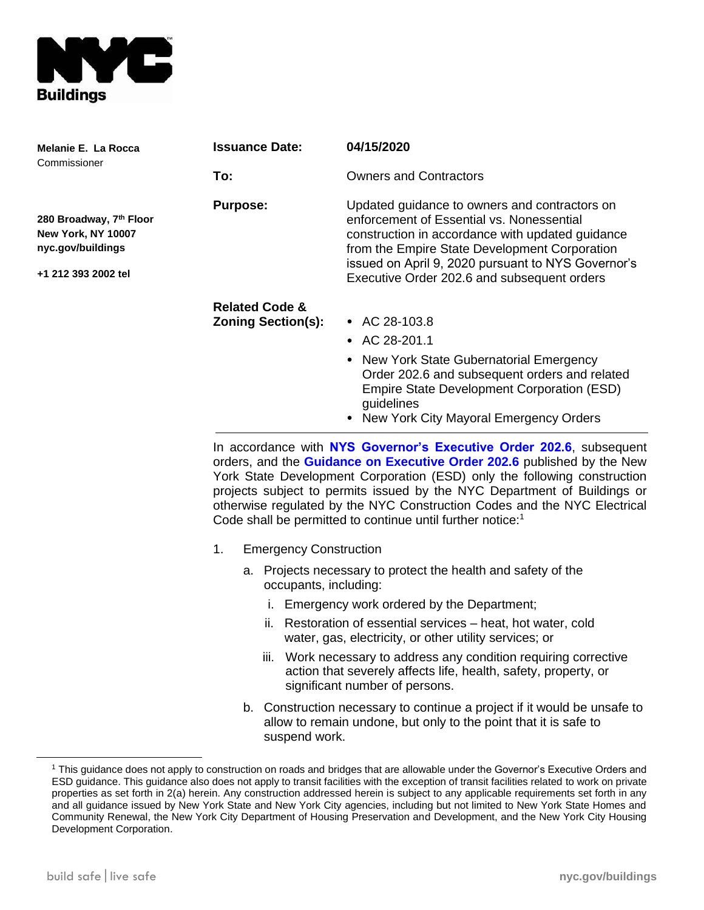NYC Buildings

**Melanie E. La Rocca**
Commissioner

**280 Broadway, 7th Floor**
**New York, NY 10007**
**nyc.gov/buildings**

**+1 212 393 2002 tel**

**Issuance Date:** **04/15/2020**

**To:** Owners and Contractors

**Purpose:** Updated guidance to owners and contractors on enforcement of Essential vs. Nonessential construction in accordance with updated guidance from the Empire State Development Corporation issued on April 9, 2020 pursuant to NYS Governor's Executive Order 202.6 and subsequent orders

**Related Code & Zoning Section(s):**

- AC 28-103.8
- AC 28-201.1
- New York State Gubernatorial Emergency Order 202.6 and subsequent orders and related Empire State Development Corporation (ESD) guidelines
- New York City Mayoral Emergency Orders

---

In accordance with **NYS Governor's Executive Order 202.6**, subsequent orders, and the **Guidance on Executive Order 202.6** published by the New York State Development Corporation (ESD) only the following construction projects subject to permits issued by the NYC Department of Buildings or otherwise regulated by the NYC Construction Codes and the NYC Electrical Code shall be permitted to continue until further notice:[1]

1. Emergency Construction
   a. Projects necessary to protect the health and safety of the occupants, including:
      i. Emergency work ordered by the Department;
      ii. Restoration of essential services – heat, hot water, cold water, gas, electricity, or other utility services; or
      iii. Work necessary to address any condition requiring corrective action that severely affects life, health, safety, property, or significant number of persons.
   b. Construction necessary to continue a project if it would be unsafe to allow to remain undone, but only to the point that it is safe to suspend work.

---

[1] This guidance does not apply to construction on roads and bridges that are allowable under the Governor's Executive Orders and ESD guidance. This guidance also does not apply to transit facilities with the exception of transit facilities related to work on private properties as set forth in 2(a) herein. Any construction addressed herein is subject to any applicable requirements set forth in any and all guidance issued by New York State and New York City agencies, including but not limited to New York State Homes and Community Renewal, the New York City Department of Housing Preservation and Development, and the New York City Housing Development Corporation.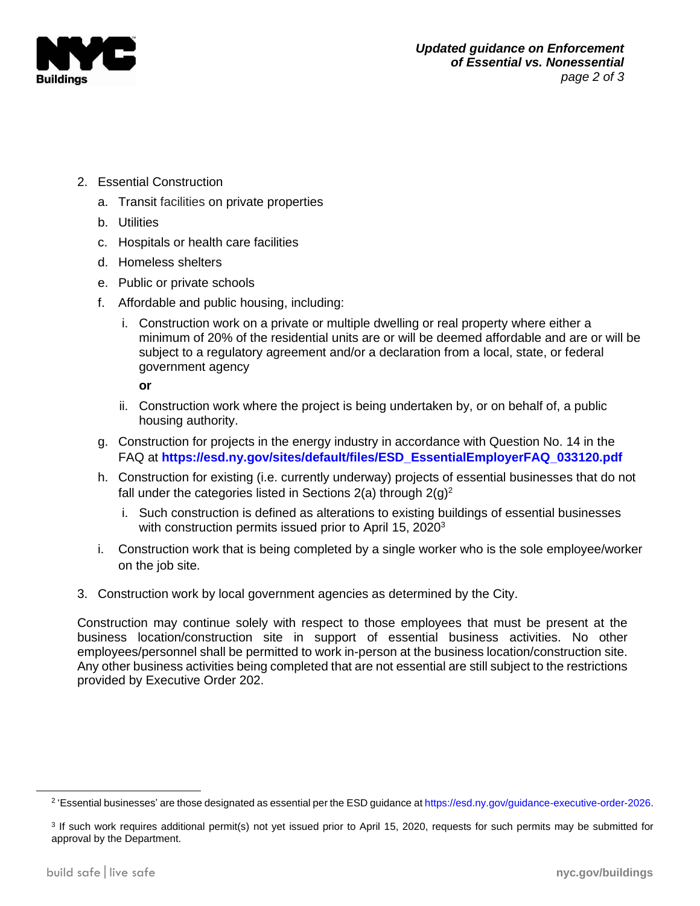2. Essential Construction
    a. Transit facilities on private properties
    b. Utilities
    c. Hospitals or health care facilities
    d. Homeless shelters
    e. Public or private schools
    f. Affordable and public housing, including:
        i. Construction work on a private or multiple dwelling or real property where either a minimum of 20% of the residential units are or will be deemed affordable and are or will be subject to a regulatory agreement and/or a declaration from a local, state, or federal government agency

           **or**

        ii. Construction work where the project is being undertaken by, or on behalf of, a public housing authority.
    g. Construction for projects in the energy industry in accordance with Question No. 14 in the FAQ at **https://esd.ny.gov/sites/default/files/ESD_EssentialEmployerFAQ_033120.pdf**
    h. Construction for existing (i.e. currently underway) projects of essential businesses that do not fall under the categories listed in Sections 2(a) through 2(g)[2]
        i. Such construction is defined as alterations to existing buildings of essential businesses with construction permits issued prior to April 15, 2020[3]
    i. Construction work that is being completed by a single worker who is the sole employee/worker on the job site.
3. Construction work by local government agencies as determined by the City.

Construction may continue solely with respect to those employees that must be present at the business location/construction site in support of essential business activities. No other employees/personnel shall be permitted to work in-person at the business location/construction site. Any other business activities being completed that are not essential are still subject to the restrictions provided by Executive Order 202.

[2] 'Essential businesses' are those designated as essential per the ESD guidance at https://esd.ny.gov/guidance-executive-order-2026.

[3] If such work requires additional permit(s) not yet issued prior to April 15, 2020, requests for such permits may be submitted for approval by the Department.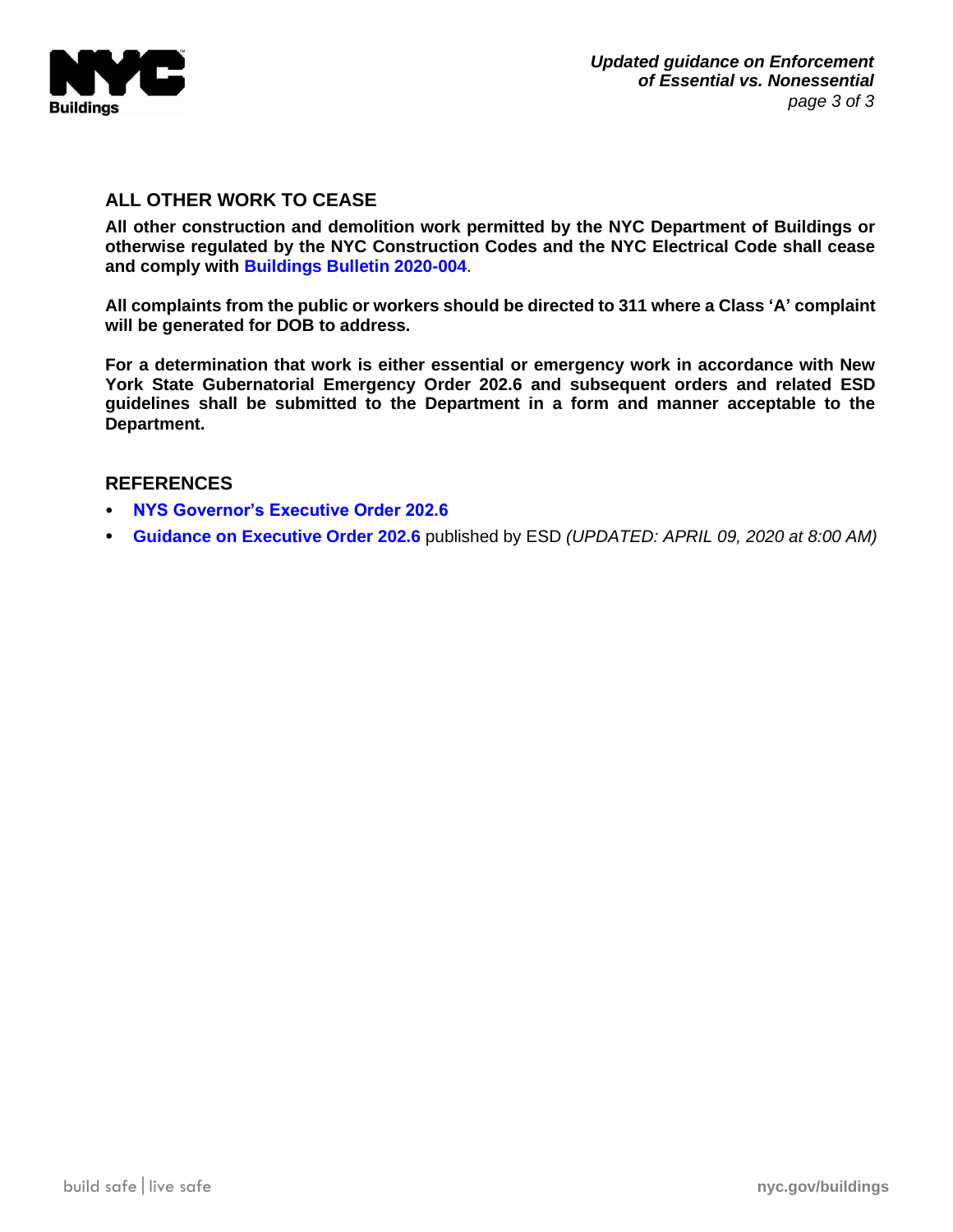## ALL OTHER WORK TO CEASE

**All other construction and demolition work permitted by the NYC Department of Buildings or otherwise regulated by the NYC Construction Codes and the NYC Electrical Code shall cease and comply with Buildings Bulletin 2020-004.**

**All complaints from the public or workers should be directed to 311 where a Class 'A' complaint will be generated for DOB to address.**

**For a determination that work is either essential or emergency work in accordance with New York State Gubernatorial Emergency Order 202.6 and subsequent orders and related ESD guidelines shall be submitted to the Department in a form and manner acceptable to the Department.**

## REFERENCES

- **NYS Governor's Executive Order 202.6**
- **Guidance on Executive Order 202.6** published by ESD *(UPDATED: APRIL 09, 2020 at 8:00 AM)*